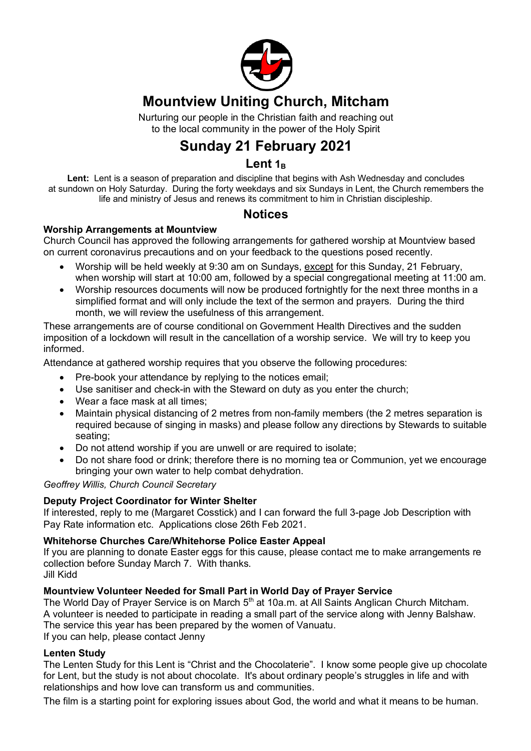# Mountview Uniting Church, Mitcham

Nurturing our people in the Christian faith and reaching out to the local community in the power of the Holy Spirit

# Sunday 21 February 2021

## Lent $1_B$

**Lent:** Lent is a season of preparation and discipline that begins with Ash Wednesday and concludes at sundown on Holy Saturday. During the forty weekdays and six Sundays in Lent, the Church remembers the life and ministry of Jesus and renews its commitment to him in Christian discipleship.

## Notices

### Worship Arrangements at Mountview

Church Council has approved the following arrangements for gathered worship at Mountview based on current coronavirus precautions and on your feedback to the questions posed recently.

- Worship will be held weekly at 9:30 am on Sundays, except for this Sunday, 21 February, when worship will start at 10:00 am, followed by a special congregational meeting at 11:00 am.
- Worship resources documents will now be produced fortnightly for the next three months in a simplified format and will only include the text of the sermon and prayers. During the third month, we will review the usefulness of this arrangement.

These arrangements are of course conditional on Government Health Directives and the sudden imposition of a lockdown will result in the cancellation of a worship service. We will try to keep you informed.

Attendance at gathered worship requires that you observe the following procedures:

- Pre-book your attendance by replying to the notices email;
- Use sanitiser and check-in with the Steward on duty as you enter the church;
- Wear a face mask at all times;
- Maintain physical distancing of 2 metres from non-family members (the 2 metres separation is required because of singing in masks) and please follow any directions by Stewards to suitable seating;
- Do not attend worship if you are unwell or are required to isolate;
- Do not share food or drink; therefore there is no morning tea or Communion, yet we encourage bringing your own water to help combat dehydration.

*Geoffrey Willis, Church Council Secretary*

### Deputy Project Coordinator for Winter Shelter

If interested, reply to me (Margaret Cosstick) and I can forward the full 3-page Job Description with Pay Rate information etc. Applications close 26th Feb 2021.

### Whitehorse Churches Care/Whitehorse Police Easter Appeal

If you are planning to donate Easter eggs for this cause, please contact me to make arrangements re collection before Sunday March 7. With thanks.
Jill Kidd

### Mountview Volunteer Needed for Small Part in World Day of Prayer Service

The World Day of Prayer Service is on March 5th at 10a.m. at All Saints Anglican Church Mitcham. A volunteer is needed to participate in reading a small part of the service along with Jenny Balshaw. The service this year has been prepared by the women of Vanuatu.
If you can help, please contact Jenny

### Lenten Study

The Lenten Study for this Lent is "Christ and the Chocolaterie". I know some people give up chocolate for Lent, but the study is not about chocolate. It's about ordinary people's struggles in life and with relationships and how love can transform us and communities.

The film is a starting point for exploring issues about God, the world and what it means to be human.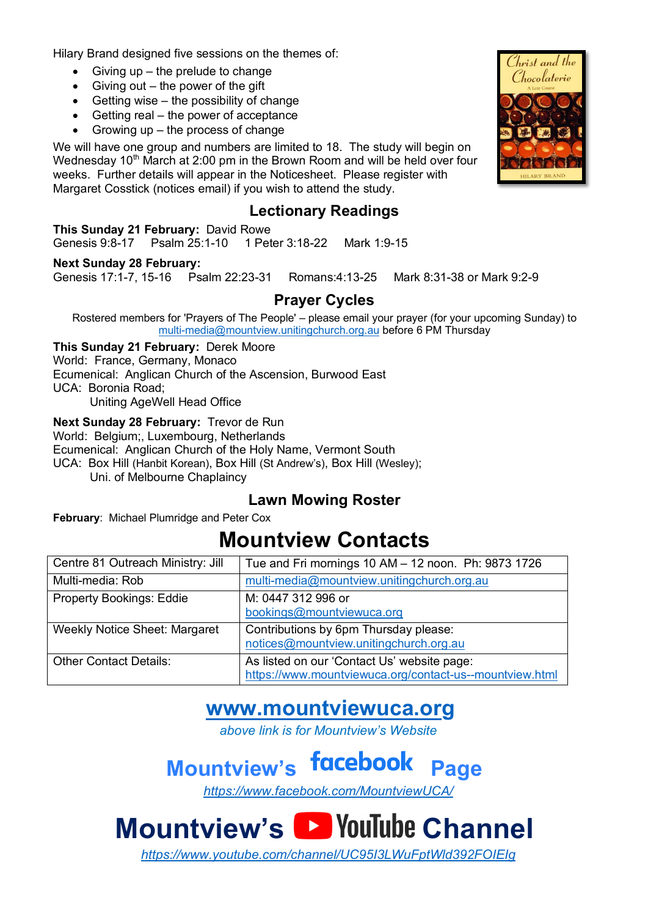Hilary Brand designed five sessions on the themes of:

- Giving up – the prelude to change
- Giving out – the power of the gift
- Getting wise – the possibility of change
- Getting real – the power of acceptance
- Growing up – the process of change

We will have one group and numbers are limited to 18. The study will begin on Wednesday 10th March at 2:00 pm in the Brown Room and will be held over four weeks. Further details will appear in the Noticesheet. Please register with Margaret Cosstick (notices email) if you wish to attend the study.

## Lectionary Readings

**This Sunday 21 February:** David Rowe
Genesis 9:8-17 Psalm 25:1-10 1 Peter 3:18-22 Mark 1:9-15

**Next Sunday 28 February:**
Genesis 17:1-7, 15-16 Psalm 22:23-31 Romans:4:13-25 Mark 8:31-38 or Mark 9:2-9

## Prayer Cycles

Rostered members for 'Prayers of The People' – please email your prayer (for your upcoming Sunday) to multi-media@mountview.unitingchurch.org.au before 6 PM Thursday

**This Sunday 21 February:** Derek Moore
World: France, Germany, Monaco
Ecumenical: Anglican Church of the Ascension, Burwood East
UCA: Boronia Road;
Uniting AgeWell Head Office

**Next Sunday 28 February:** Trevor de Run
World: Belgium;, Luxembourg, Netherlands
Ecumenical: Anglican Church of the Holy Name, Vermont South
UCA: Box Hill (Hanbit Korean), Box Hill (St Andrew's), Box Hill (Wesley);
Uni. of Melbourne Chaplaincy

## Lawn Mowing Roster

**February**: Michael Plumridge and Peter Cox

# Mountview Contacts

| | |
|---|---|
| Centre 81 Outreach Ministry: Jill | Tue and Fri mornings 10 AM – 12 noon. Ph: 9873 1726 |
| Multi-media: Rob | multi-media@mountview.unitingchurch.org.au |
| Property Bookings: Eddie | M: 0447 312 996 or bookings@mountviewuca.org |
| Weekly Notice Sheet: Margaret | Contributions by 6pm Thursday please: notices@mountview.unitingchurch.org.au |
| Other Contact Details: | As listed on our 'Contact Us' website page: https://www.mountviewuca.org/contact-us--mountview.html |

## www.mountviewuca.org

*above link is for Mountview's Website*

## Mountview's facebook Page

*https://www.facebook.com/MountviewUCA/*

## Mountview's YouTube Channel

*https://www.youtube.com/channel/UC95I3LWuFptWld392FOIEIg*